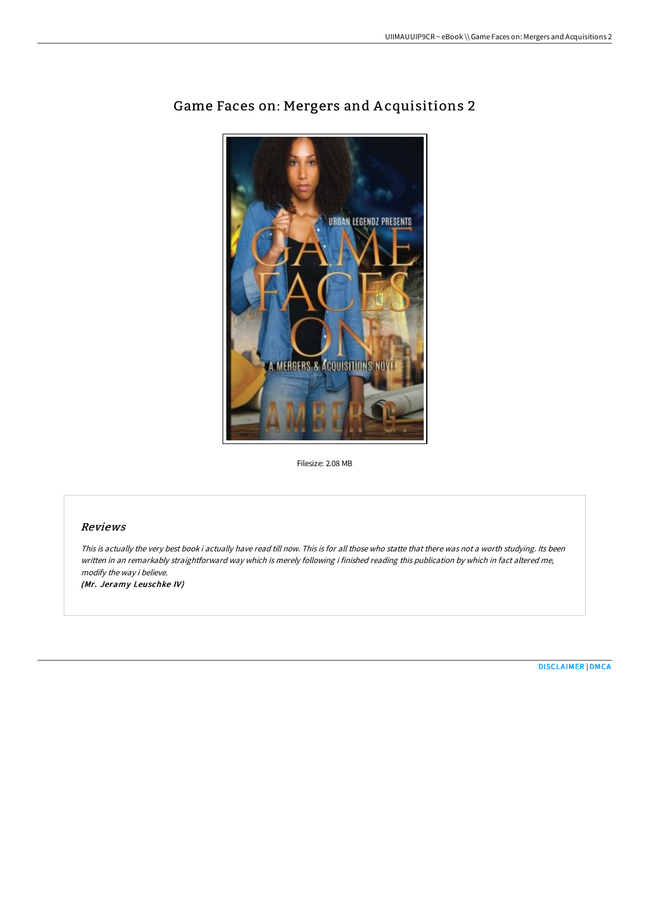# Game Faces on: Mergers and Acquisitions 2

Filesize: 2.08 MB

## Reviews

*This is actually the very best book i actually have read till now. This is for all those who statte that there was not a worth studying. Its been written in an remarkably straightforward way which is merely following i finished reading this publication by which in fact altered me, modify the way i believe.*

***(Mr. Jeramy Leuschke IV)***

DISCLAIMER | DMCA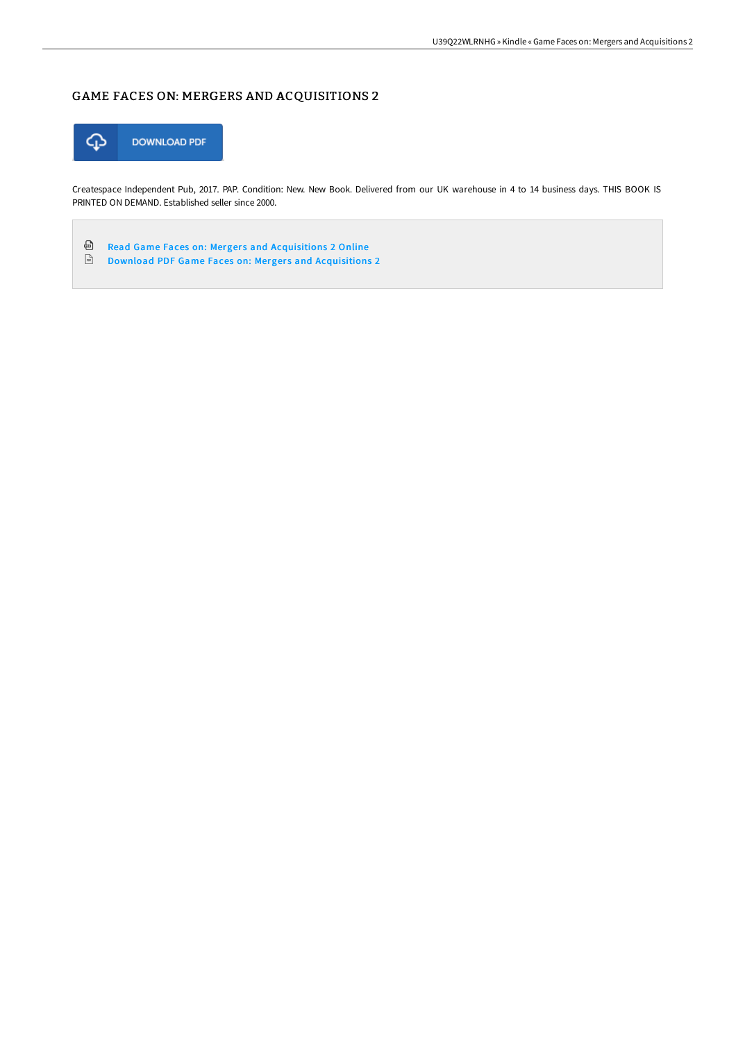# GAME FACES ON: MERGERS AND ACQUISITIONS 2

DOWNLOAD PDF

Createspace Independent Pub, 2017. PAP. Condition: New. New Book. Delivered from our UK warehouse in 4 to 14 business days. THIS BOOK IS PRINTED ON DEMAND. Established seller since 2000.

- Read Game Faces on: Mergers and Acquisitions 2 Online
- Download PDF Game Faces on: Mergers and Acquisitions 2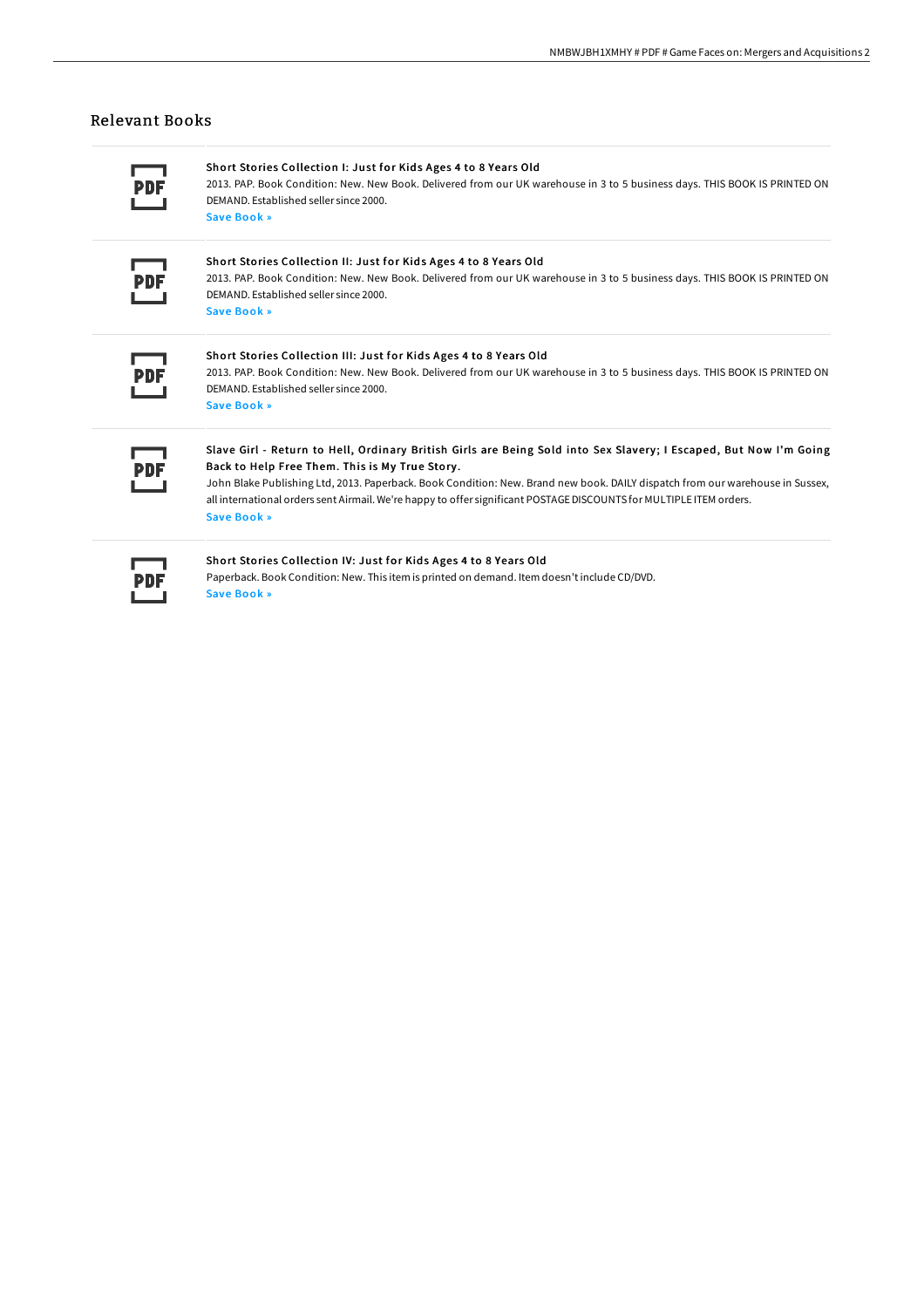## Relevant Books

**Short Stories Collection I: Just for Kids Ages 4 to 8 Years Old**

2013. PAP. Book Condition: New. New Book. Delivered from our UK warehouse in 3 to 5 business days. THIS BOOK IS PRINTED ON DEMAND. Established seller since 2000.

Save Book »

**Short Stories Collection II: Just for Kids Ages 4 to 8 Years Old**

2013. PAP. Book Condition: New. New Book. Delivered from our UK warehouse in 3 to 5 business days. THIS BOOK IS PRINTED ON DEMAND. Established seller since 2000.

Save Book »

**Short Stories Collection III: Just for Kids Ages 4 to 8 Years Old**

2013. PAP. Book Condition: New. New Book. Delivered from our UK warehouse in 3 to 5 business days. THIS BOOK IS PRINTED ON DEMAND. Established seller since 2000.

Save Book »

**Slave Girl - Return to Hell, Ordinary British Girls are Being Sold into Sex Slavery; I Escaped, But Now I'm Going Back to Help Free Them. This is My True Story.**

John Blake Publishing Ltd, 2013. Paperback. Book Condition: New. Brand new book. DAILY dispatch from our warehouse in Sussex, all international orders sent Airmail. We're happy to offer significant POSTAGE DISCOUNTS for MULTIPLE ITEM orders.

Save Book »

**Short Stories Collection IV: Just for Kids Ages 4 to 8 Years Old**

Paperback. Book Condition: New. This item is printed on demand. Item doesn't include CD/DVD.

Save Book »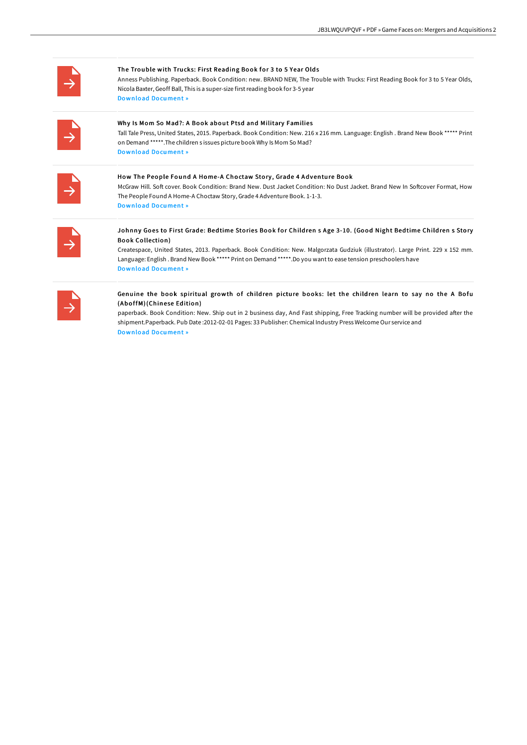### The Trouble with Trucks: First Reading Book for 3 to 5 Year Olds

Anness Publishing. Paperback. Book Condition: new. BRAND NEW, The Trouble with Trucks: First Reading Book for 3 to 5 Year Olds, Nicola Baxter, Geoff Ball, This is a super-size first reading book for 3-5 year

Download Document »

### Why Is Mom So Mad?: A Book about Ptsd and Military Families

Tall Tale Press, United States, 2015. Paperback. Book Condition: New. 216 x 216 mm. Language: English . Brand New Book ***** Print on Demand *****.The children s issues picture book Why Is Mom So Mad?

Download Document »

### How The People Found A Home-A Choctaw Story, Grade 4 Adventure Book

McGraw Hill. Soft cover. Book Condition: Brand New. Dust Jacket Condition: No Dust Jacket. Brand New In Softcover Format, How The People Found A Home-A Choctaw Story, Grade 4 Adventure Book. 1-1-3.

Download Document »

### Johnny Goes to First Grade: Bedtime Stories Book for Children s Age 3-10. (Good Night Bedtime Children s Story Book Collection)

Createspace, United States, 2013. Paperback. Book Condition: New. Malgorzata Gudziuk (illustrator). Large Print. 229 x 152 mm. Language: English . Brand New Book ***** Print on Demand *****.Do you want to ease tension preschoolers have

Download Document »

### Genuine the book spiritual growth of children picture books: let the children learn to say no the A Bofu (AboffM)(Chinese Edition)

paperback. Book Condition: New. Ship out in 2 business day, And Fast shipping, Free Tracking number will be provided after the shipment.Paperback. Pub Date :2012-02-01 Pages: 33 Publisher: Chemical Industry Press Welcome Our service and

Download Document »